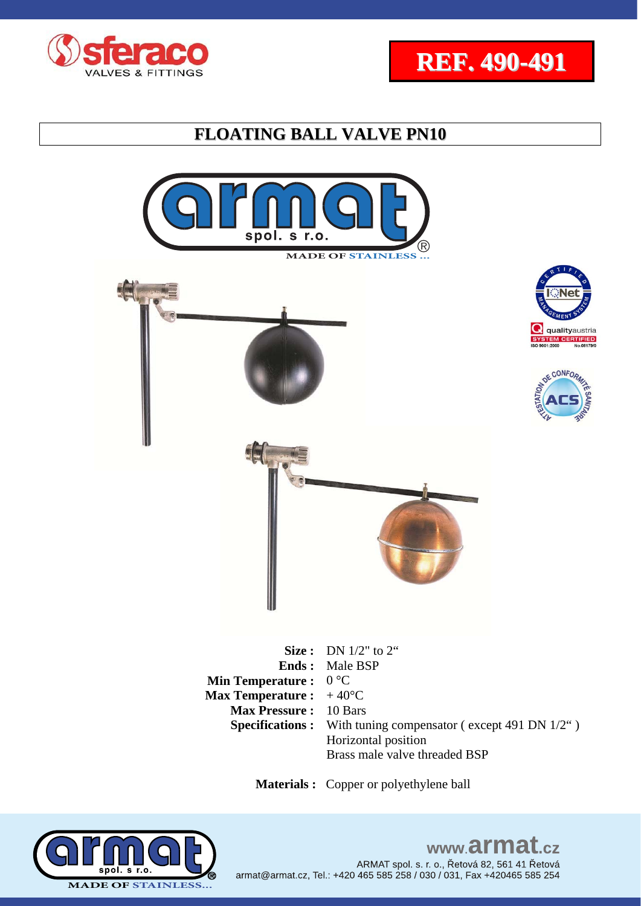**REF. 490-491**

# FLOATING BALL VALVE PN10

MADE OF STAINLESS ...

| | |
|---|---|
| **Size :** | DN 1/2" to 2" |
| **Ends :** | Male BSP |
| **Min Temperature :** | 0 °C |
| **Max Temperature :** | + 40°C |
| **Max Pressure :** | 10 Bars |
| **Specifications :** | With tuning compensator ( except 491 DN 1/2" ) |
| | Horizontal position |
| | Brass male valve threaded BSP |

**Materials :** Copper or polyethylene ball

www.armat.cz

ARMAT spol. s. r. o., Řetová 82, 561 41 Řetová
armat@armat.cz, Tel.: +420 465 585 258 / 030 / 031, Fax +420465 585 254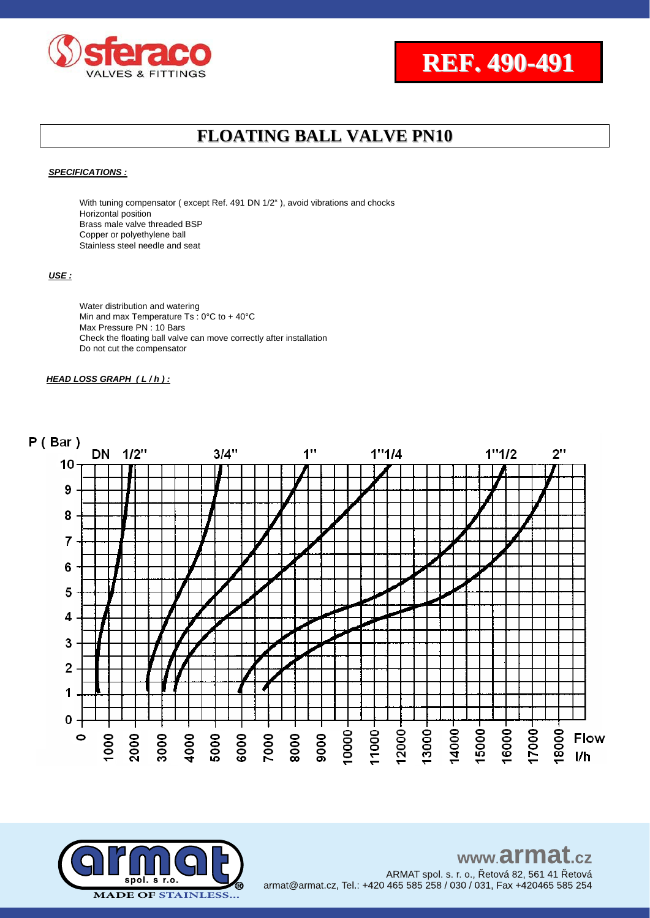REF. 490-491

# FLOATING BALL VALVE PN10

***SPECIFICATIONS :***

With tuning compensator ( except Ref. 491 DN 1/2" ), avoid vibrations and chocks
Horizontal position
Brass male valve threaded BSP
Copper or polyethylene ball
Stainless steel needle and seat

***USE :***

Water distribution and watering
Min and max Temperature Ts : 0°C to + 40°C
Max Pressure PN : 10 Bars
Check the floating ball valve can move correctly after installation
Do not cut the compensator

***HEAD LOSS GRAPH ( L / h ) :***

P ( Bar )

DN 1/2" 3/4" 1" 1"1/4 1"1/2 2"

Flow l/h

ARMAT spol. s. r. o., Řetová 82, 561 41 Řetová
armat@armat.cz, Tel.: +420 465 585 258 / 030 / 031, Fax +420465 585 254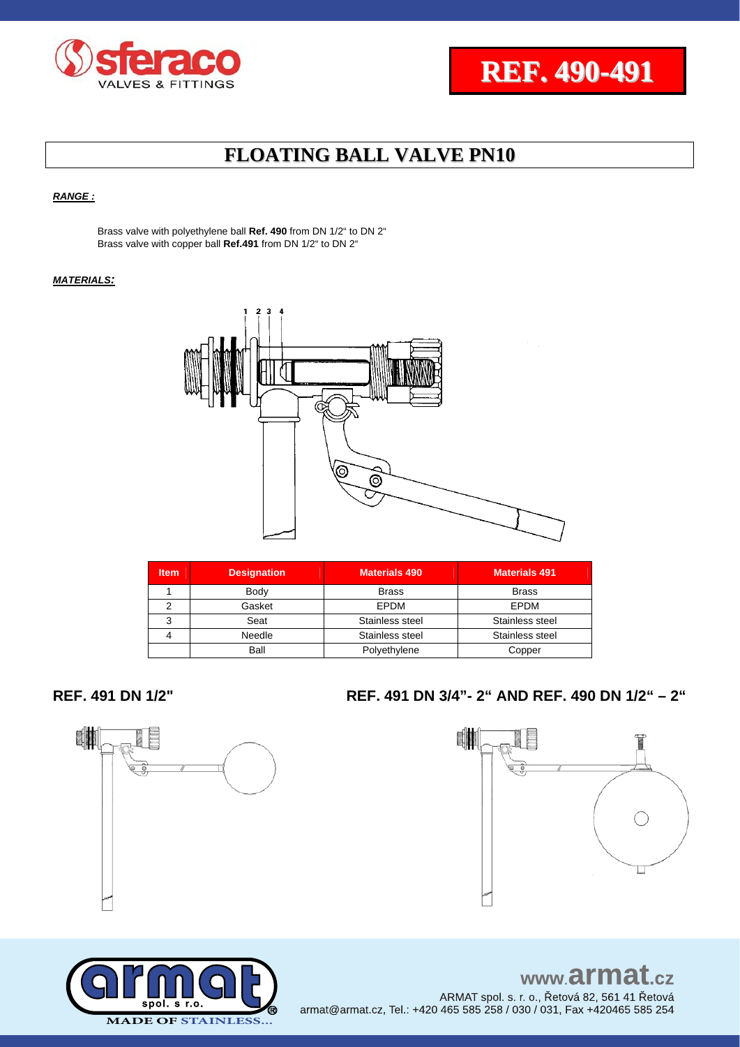# REF. 490-491

## FLOATING BALL VALVE PN10

***RANGE :***

Brass valve with polyethylene ball **Ref. 490** from DN 1/2" to DN 2"
Brass valve with copper ball **Ref.491** from DN 1/2" to DN 2"

***MATERIALS:***

| Item | Designation | Materials 490 | Materials 491 |
|---|---|---|---|
| 1 | Body | Brass | Brass |
| 2 | Gasket | EPDM | EPDM |
| 3 | Seat | Stainless steel | Stainless steel |
| 4 | Needle | Stainless steel | Stainless steel |
| | Ball | Polyethylene | Copper |

**REF. 491 DN 1/2"**

**REF. 491 DN 3/4"- 2" AND REF. 490 DN 1/2" – 2"**

www.armat.cz
ARMAT spol. s. r. o., Řetová 82, 561 41 Řetová
armat@armat.cz, Tel.: +420 465 585 258 / 030 / 031, Fax +420465 585 254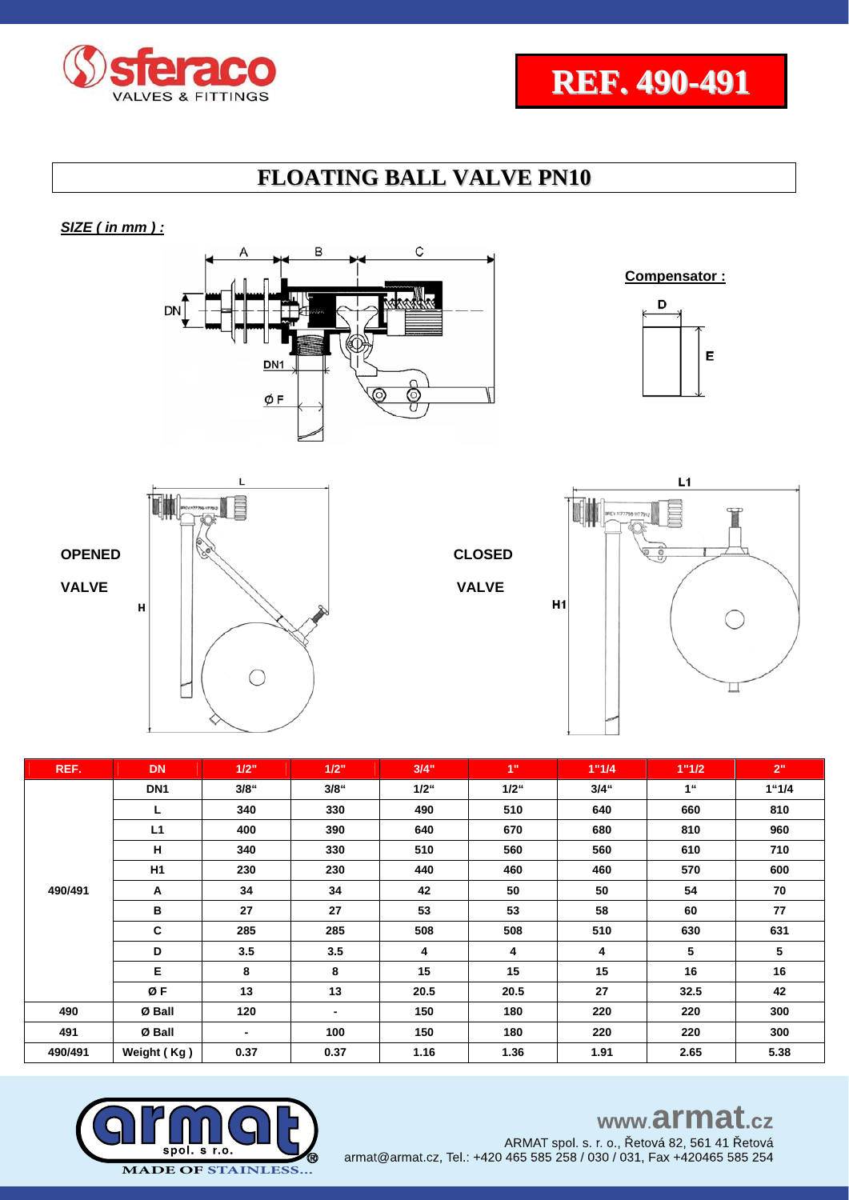**REF. 490-491**

# FLOATING BALL VALVE PN10

***SIZE ( in mm ) :***

**Compensator :**

**OPENED VALVE**

**CLOSED VALVE**

| REF. | DN | 1/2" | 1/2" | 3/4" | 1" | 1"1/4 | 1"1/2 | 2" |
|---|---|---|---|---|---|---|---|---|
| 490/491 | DN1 | 3/8“ | 3/8“ | 1/2“ | 1/2“ | 3/4“ | 1“ | 1“1/4 |
| | L | 340 | 330 | 490 | 510 | 640 | 660 | 810 |
| | L1 | 400 | 390 | 640 | 670 | 680 | 810 | 960 |
| | H | 340 | 330 | 510 | 560 | 560 | 610 | 710 |
| | H1 | 230 | 230 | 440 | 460 | 460 | 570 | 600 |
| | A | 34 | 34 | 42 | 50 | 50 | 54 | 70 |
| | B | 27 | 27 | 53 | 53 | 58 | 60 | 77 |
| | C | 285 | 285 | 508 | 508 | 510 | 630 | 631 |
| | D | 3.5 | 3.5 | 4 | 4 | 4 | 5 | 5 |
| | E | 8 | 8 | 15 | 15 | 15 | 16 | 16 |
| | Ø F | 13 | 13 | 20.5 | 20.5 | 27 | 32.5 | 42 |
| 490 | Ø Ball | 120 | - | 150 | 180 | 220 | 220 | 300 |
| 491 | Ø Ball | - | 100 | 150 | 180 | 220 | 220 | 300 |
| 490/491 | Weight ( Kg ) | 0.37 | 0.37 | 1.16 | 1.36 | 1.91 | 2.65 | 5.38 |

www.armat.cz

ARMAT spol. s r. o., Řetová 82, 561 41 Řetová
armat@armat.cz, Tel.: +420 465 585 258 / 030 / 031, Fax +420465 585 254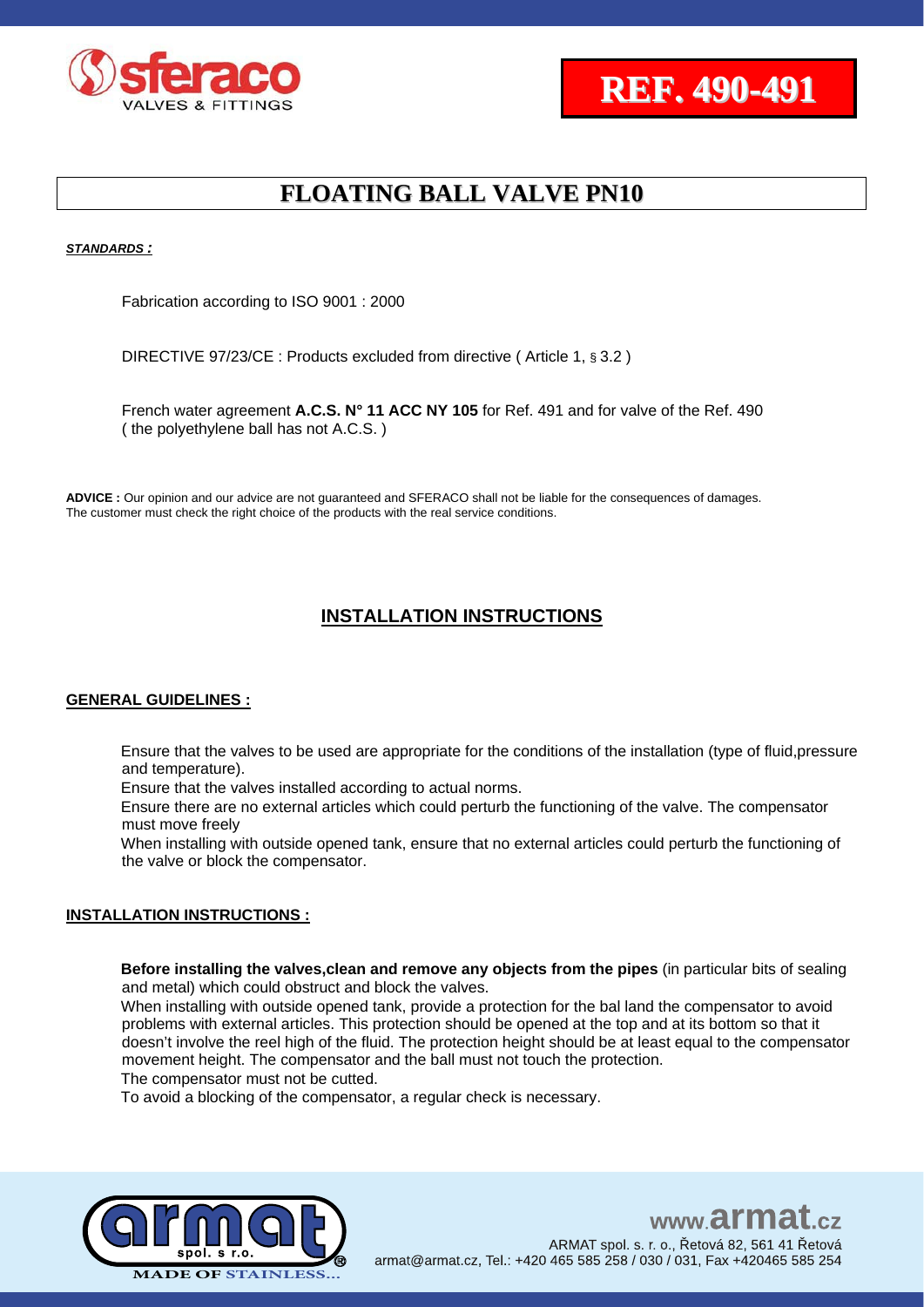**REF. 490-491**

# FLOATING BALL VALVE PN10

***STANDARDS :***

Fabrication according to ISO 9001 : 2000

DIRECTIVE 97/23/CE : Products excluded from directive ( Article 1, § 3.2 )

French water agreement **A.C.S. N° 11 ACC NY 105** for Ref. 491 and for valve of the Ref. 490 ( the polyethylene ball has not A.C.S. )

**ADVICE :** Our opinion and our advice are not guaranteed and SFERACO shall not be liable for the consequences of damages. The customer must check the right choice of the products with the real service conditions.

## INSTALLATION INSTRUCTIONS

### GENERAL GUIDELINES :

Ensure that the valves to be used are appropriate for the conditions of the installation (type of fluid,pressure and temperature).
Ensure that the valves installed according to actual norms.
Ensure there are no external articles which could perturb the functioning of the valve. The compensator must move freely
When installing with outside opened tank, ensure that no external articles could perturb the functioning of the valve or block the compensator.

### INSTALLATION INSTRUCTIONS :

**Before installing the valves,clean and remove any objects from the pipes** (in particular bits of sealing and metal) which could obstruct and block the valves.
When installing with outside opened tank, provide a protection for the bal land the compensator to avoid problems with external articles. This protection should be opened at the top and at its bottom so that it doesn't involve the reel high of the fluid. The protection height should be at least equal to the compensator movement height. The compensator and the ball must not touch the protection.
The compensator must not be cutted.
To avoid a blocking of the compensator, a regular check is necessary.